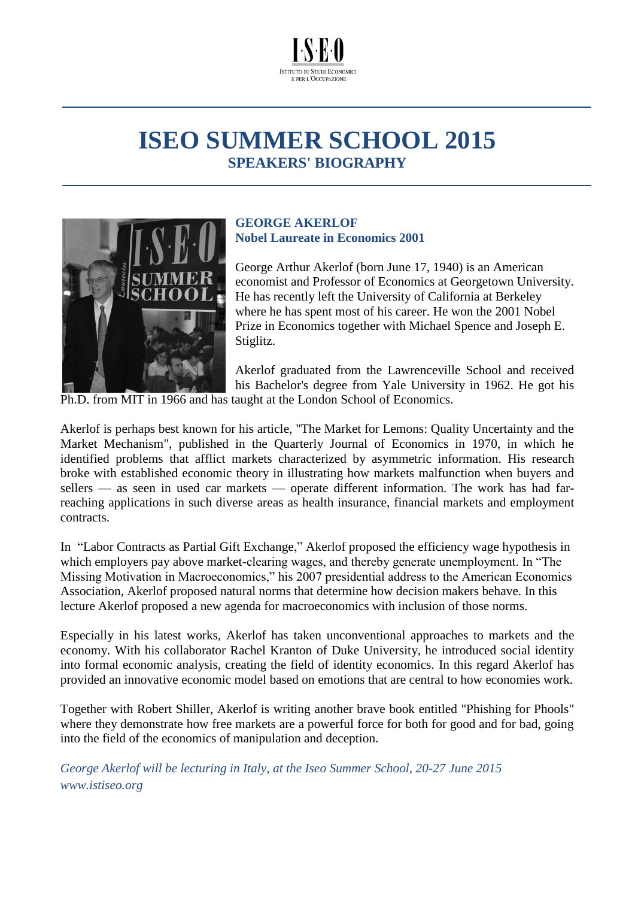I·S·E·O
ISTITUTO DI STUDI ECONOMICI E PER L'OCCUPAZIONE

# ISEO SUMMER SCHOOL 2015

## SPEAKERS' BIOGRAPHY

### GEORGE AKERLOF
**Nobel Laureate in Economics 2001**

George Arthur Akerlof (born June 17, 1940) is an American economist and Professor of Economics at Georgetown University. He has recently left the University of California at Berkeley where he has spent most of his career. He won the 2001 Nobel Prize in Economics together with Michael Spence and Joseph E. Stiglitz.

Akerlof graduated from the Lawrenceville School and received his Bachelor's degree from Yale University in 1962. He got his Ph.D. from MIT in 1966 and has taught at the London School of Economics.

Akerlof is perhaps best known for his article, "The Market for Lemons: Quality Uncertainty and the Market Mechanism", published in the Quarterly Journal of Economics in 1970, in which he identified problems that afflict markets characterized by asymmetric information. His research broke with established economic theory in illustrating how markets malfunction when buyers and sellers — as seen in used car markets — operate different information. The work has had far-reaching applications in such diverse areas as health insurance, financial markets and employment contracts.

In "Labor Contracts as Partial Gift Exchange," Akerlof proposed the efficiency wage hypothesis in which employers pay above market-clearing wages, and thereby generate unemployment. In "The Missing Motivation in Macroeconomics," his 2007 presidential address to the American Economics Association, Akerlof proposed natural norms that determine how decision makers behave. In this lecture Akerlof proposed a new agenda for macroeconomics with inclusion of those norms.

Especially in his latest works, Akerlof has taken unconventional approaches to markets and the economy. With his collaborator Rachel Kranton of Duke University, he introduced social identity into formal economic analysis, creating the field of identity economics. In this regard Akerlof has provided an innovative economic model based on emotions that are central to how economies work.

Together with Robert Shiller, Akerlof is writing another brave book entitled "Phishing for Phools" where they demonstrate how free markets are a powerful force for both for good and for bad, going into the field of the economics of manipulation and deception.

*George Akerlof will be lecturing in Italy, at the Iseo Summer School, 20-27 June 2015*
*www.istiseo.org*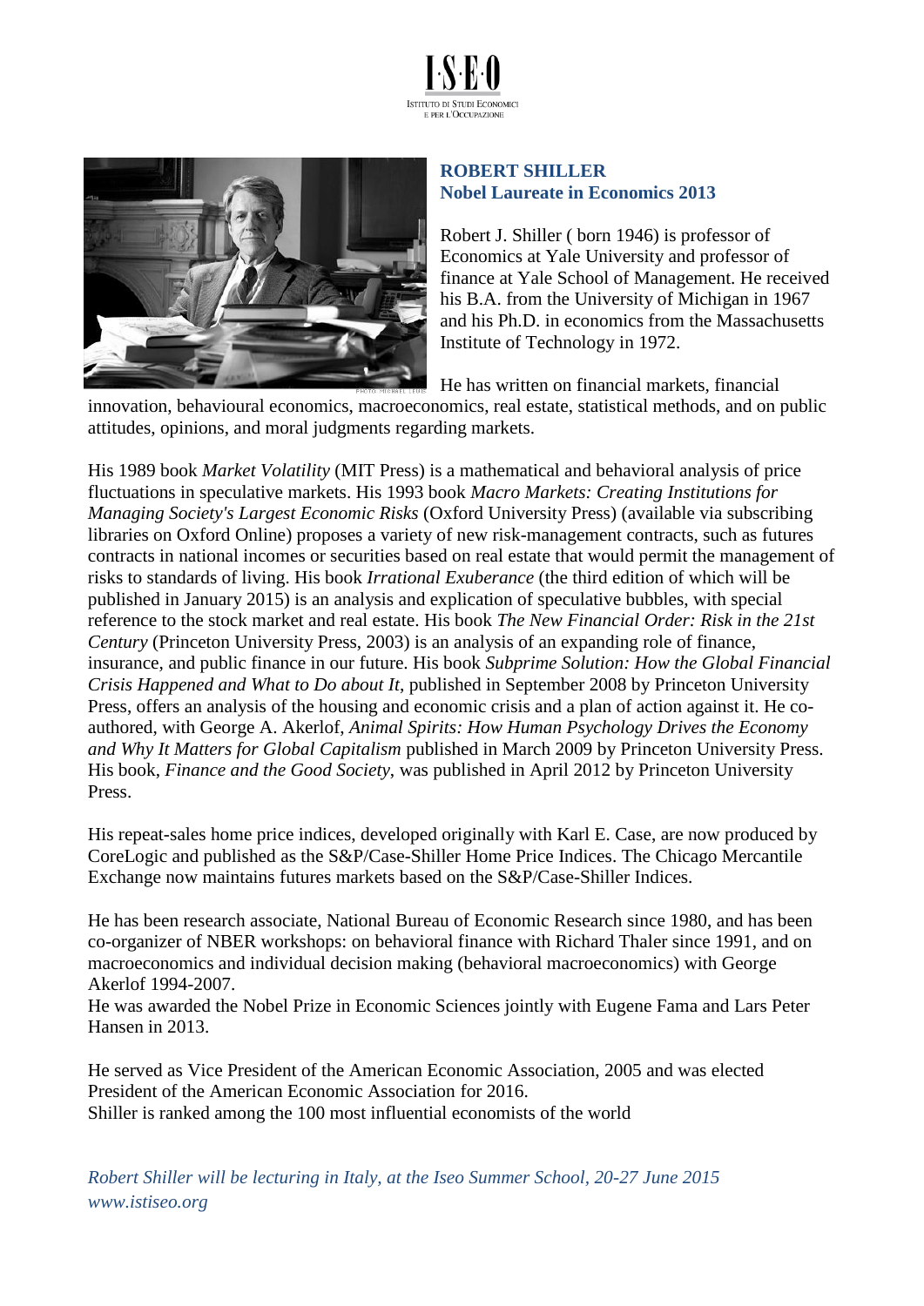# ROBERT SHILLER
## Nobel Laureate in Economics 2013

Robert J. Shiller ( born 1946) is professor of Economics at Yale University and professor of finance at Yale School of Management. He received his B.A. from the University of Michigan in 1967 and his Ph.D. in economics from the Massachusetts Institute of Technology in 1972.

He has written on financial markets, financial innovation, behavioural economics, macroeconomics, real estate, statistical methods, and on public attitudes, opinions, and moral judgments regarding markets.

His 1989 book *Market Volatility* (MIT Press) is a mathematical and behavioral analysis of price fluctuations in speculative markets. His 1993 book *Macro Markets: Creating Institutions for Managing Society's Largest Economic Risks* (Oxford University Press) (available via subscribing libraries on Oxford Online) proposes a variety of new risk-management contracts, such as futures contracts in national incomes or securities based on real estate that would permit the management of risks to standards of living. His book *Irrational Exuberance* (the third edition of which will be published in January 2015) is an analysis and explication of speculative bubbles, with special reference to the stock market and real estate. His book *The New Financial Order: Risk in the 21st Century* (Princeton University Press, 2003) is an analysis of an expanding role of finance, insurance, and public finance in our future. His book *Subprime Solution: How the Global Financial Crisis Happened and What to Do about It*, published in September 2008 by Princeton University Press, offers an analysis of the housing and economic crisis and a plan of action against it. He co-authored, with George A. Akerlof, *Animal Spirits: How Human Psychology Drives the Economy and Why It Matters for Global Capitalism* published in March 2009 by Princeton University Press. His book, *Finance and the Good Society*, was published in April 2012 by Princeton University Press.

His repeat-sales home price indices, developed originally with Karl E. Case, are now produced by CoreLogic and published as the S&P/Case-Shiller Home Price Indices. The Chicago Mercantile Exchange now maintains futures markets based on the S&P/Case-Shiller Indices.

He has been research associate, National Bureau of Economic Research since 1980, and has been co-organizer of NBER workshops: on behavioral finance with Richard Thaler since 1991, and on macroeconomics and individual decision making (behavioral macroeconomics) with George Akerlof 1994-2007.
He was awarded the Nobel Prize in Economic Sciences jointly with Eugene Fama and Lars Peter Hansen in 2013.

He served as Vice President of the American Economic Association, 2005 and was elected President of the American Economic Association for 2016.
Shiller is ranked among the 100 most influential economists of the world

*Robert Shiller will be lecturing in Italy, at the Iseo Summer School, 20-27 June 2015*
*www.istiseo.org*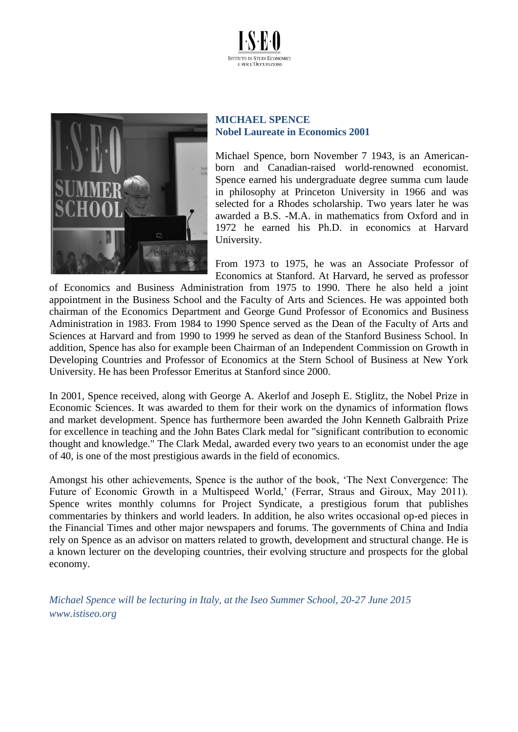## MICHAEL SPENCE
## Nobel Laureate in Economics 2001

Michael Spence, born November 7 1943, is an American-born and Canadian-raised world-renowned economist. Spence earned his undergraduate degree summa cum laude in philosophy at Princeton University in 1966 and was selected for a Rhodes scholarship. Two years later he was awarded a B.S. -M.A. in mathematics from Oxford and in 1972 he earned his Ph.D. in economics at Harvard University.

From 1973 to 1975, he was an Associate Professor of Economics at Stanford. At Harvard, he served as professor of Economics and Business Administration from 1975 to 1990. There he also held a joint appointment in the Business School and the Faculty of Arts and Sciences. He was appointed both chairman of the Economics Department and George Gund Professor of Economics and Business Administration in 1983. From 1984 to 1990 Spence served as the Dean of the Faculty of Arts and Sciences at Harvard and from 1990 to 1999 he served as dean of the Stanford Business School. In addition, Spence has also for example been Chairman of an Independent Commission on Growth in Developing Countries and Professor of Economics at the Stern School of Business at New York University. He has been Professor Emeritus at Stanford since 2000.

In 2001, Spence received, along with George A. Akerlof and Joseph E. Stiglitz, the Nobel Prize in Economic Sciences. It was awarded to them for their work on the dynamics of information flows and market development. Spence has furthermore been awarded the John Kenneth Galbraith Prize for excellence in teaching and the John Bates Clark medal for "significant contribution to economic thought and knowledge." The Clark Medal, awarded every two years to an economist under the age of 40, is one of the most prestigious awards in the field of economics.

Amongst his other achievements, Spence is the author of the book, 'The Next Convergence: The Future of Economic Growth in a Multispeed World,' (Ferrar, Straus and Giroux, May 2011). Spence writes monthly columns for Project Syndicate, a prestigious forum that publishes commentaries by thinkers and world leaders. In addition, he also writes occasional op-ed pieces in the Financial Times and other major newspapers and forums. The governments of China and India rely on Spence as an advisor on matters related to growth, development and structural change. He is a known lecturer on the developing countries, their evolving structure and prospects for the global economy.

*Michael Spence will be lecturing in Italy, at the Iseo Summer School, 20-27 June 2015*
*www.istiseo.org*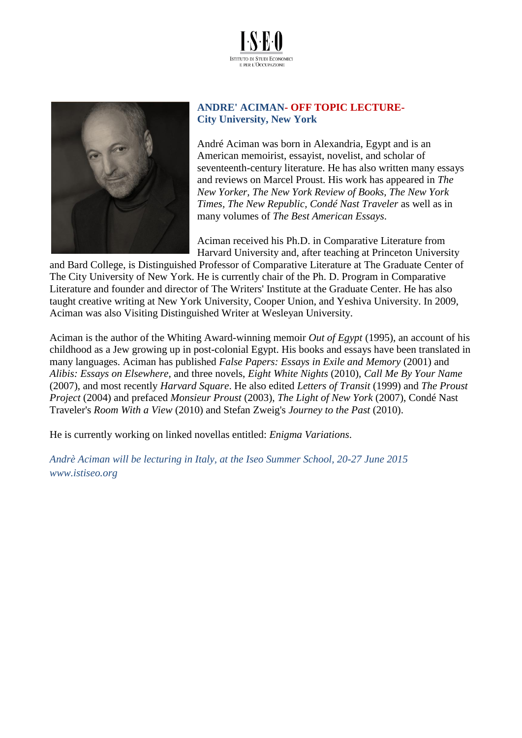I·S·E·O
ISTITUTO DI STUDI ECONOMICI
E PER L'OCCUPAZIONE

## ANDRE' ACIMAN- OFF TOPIC LECTURE-
## City University, New York

André Aciman was born in Alexandria, Egypt and is an American memoirist, essayist, novelist, and scholar of seventeenth-century literature. He has also written many essays and reviews on Marcel Proust. His work has appeared in *The New Yorker, The New York Review of Books, The New York Times, The New Republic, Condé Nast Traveler* as well as in many volumes of *The Best American Essays*.

Aciman received his Ph.D. in Comparative Literature from Harvard University and, after teaching at Princeton University and Bard College, is Distinguished Professor of Comparative Literature at The Graduate Center of The City University of New York. He is currently chair of the Ph. D. Program in Comparative Literature and founder and director of The Writers' Institute at the Graduate Center. He has also taught creative writing at New York University, Cooper Union, and Yeshiva University. In 2009, Aciman was also Visiting Distinguished Writer at Wesleyan University.

Aciman is the author of the Whiting Award-winning memoir *Out of Egypt* (1995), an account of his childhood as a Jew growing up in post-colonial Egypt. His books and essays have been translated in many languages. Aciman has published *False Papers: Essays in Exile and Memory* (2001) and *Alibis: Essays on Elsewhere*, and three novels, *Eight White Nights* (2010), *Call Me By Your Name* (2007), and most recently *Harvard Square*. He also edited *Letters of Transit* (1999) and *The Proust Project* (2004) and prefaced *Monsieur Proust* (2003), *The Light of New York* (2007), Condé Nast Traveler's *Room With a View* (2010) and Stefan Zweig's *Journey to the Past* (2010).

He is currently working on linked novellas entitled: *Enigma Variations*.

*Andrè Aciman will be lecturing in Italy, at the Iseo Summer School, 20-27 June 2015*
*www.istiseo.org*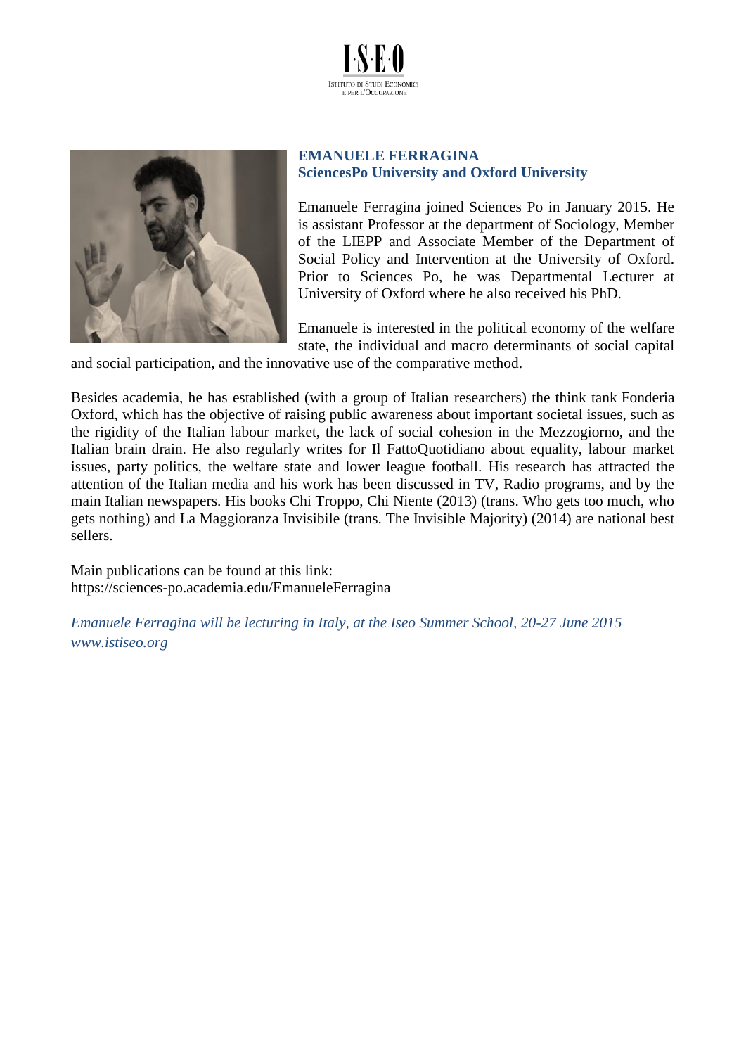**EMANUELE FERRAGINA**
**SciencesPo University and Oxford University**

Emanuele Ferragina joined Sciences Po in January 2015. He is assistant Professor at the department of Sociology, Member of the LIEPP and Associate Member of the Department of Social Policy and Intervention at the University of Oxford. Prior to Sciences Po, he was Departmental Lecturer at University of Oxford where he also received his PhD.

Emanuele is interested in the political economy of the welfare state, the individual and macro determinants of social capital and social participation, and the innovative use of the comparative method.

Besides academia, he has established (with a group of Italian researchers) the think tank Fonderia Oxford, which has the objective of raising public awareness about important societal issues, such as the rigidity of the Italian labour market, the lack of social cohesion in the Mezzogiorno, and the Italian brain drain. He also regularly writes for Il FattoQuotidiano about equality, labour market issues, party politics, the welfare state and lower league football. His research has attracted the attention of the Italian media and his work has been discussed in TV, Radio programs, and by the main Italian newspapers. His books Chi Troppo, Chi Niente (2013) (trans. Who gets too much, who gets nothing) and La Maggioranza Invisibile (trans. The Invisible Majority) (2014) are national best sellers.

Main publications can be found at this link:
https://sciences-po.academia.edu/EmanueleFerragina

*Emanuele Ferragina will be lecturing in Italy, at the Iseo Summer School, 20-27 June 2015*
*www.istiseo.org*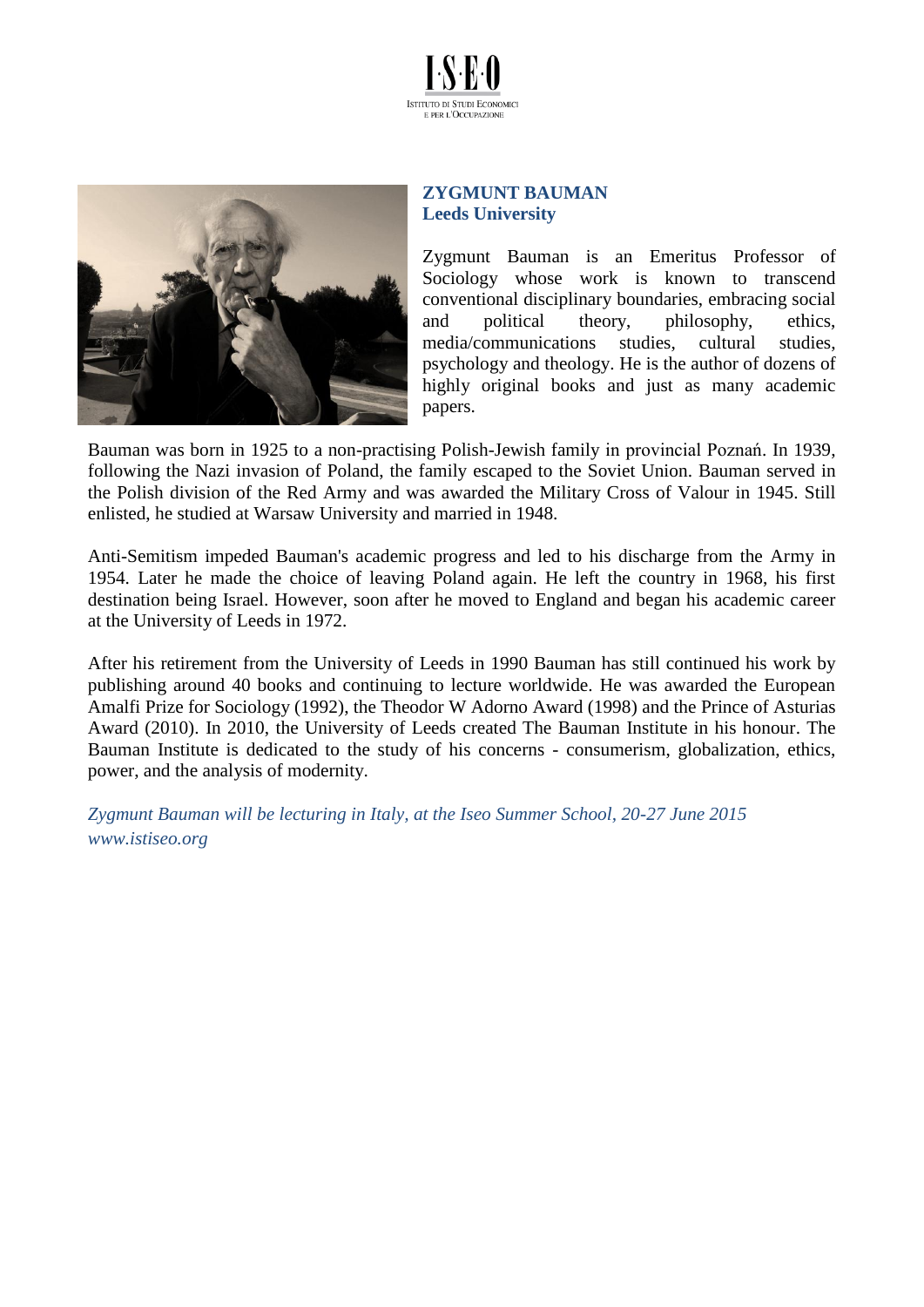**ZYGMUNT BAUMAN**
**Leeds University**

Zygmunt Bauman is an Emeritus Professor of Sociology whose work is known to transcend conventional disciplinary boundaries, embracing social and political theory, philosophy, ethics, media/communications studies, cultural studies, psychology and theology. He is the author of dozens of highly original books and just as many academic papers.

Bauman was born in 1925 to a non-practising Polish-Jewish family in provincial Poznań. In 1939, following the Nazi invasion of Poland, the family escaped to the Soviet Union. Bauman served in the Polish division of the Red Army and was awarded the Military Cross of Valour in 1945. Still enlisted, he studied at Warsaw University and married in 1948.

Anti-Semitism impeded Bauman's academic progress and led to his discharge from the Army in 1954. Later he made the choice of leaving Poland again. He left the country in 1968, his first destination being Israel. However, soon after he moved to England and began his academic career at the University of Leeds in 1972.

After his retirement from the University of Leeds in 1990 Bauman has still continued his work by publishing around 40 books and continuing to lecture worldwide. He was awarded the European Amalfi Prize for Sociology (1992), the Theodor W Adorno Award (1998) and the Prince of Asturias Award (2010). In 2010, the University of Leeds created The Bauman Institute in his honour. The Bauman Institute is dedicated to the study of his concerns - consumerism, globalization, ethics, power, and the analysis of modernity.

*Zygmunt Bauman will be lecturing in Italy, at the Iseo Summer School, 20-27 June 2015*
*www.istiseo.org*